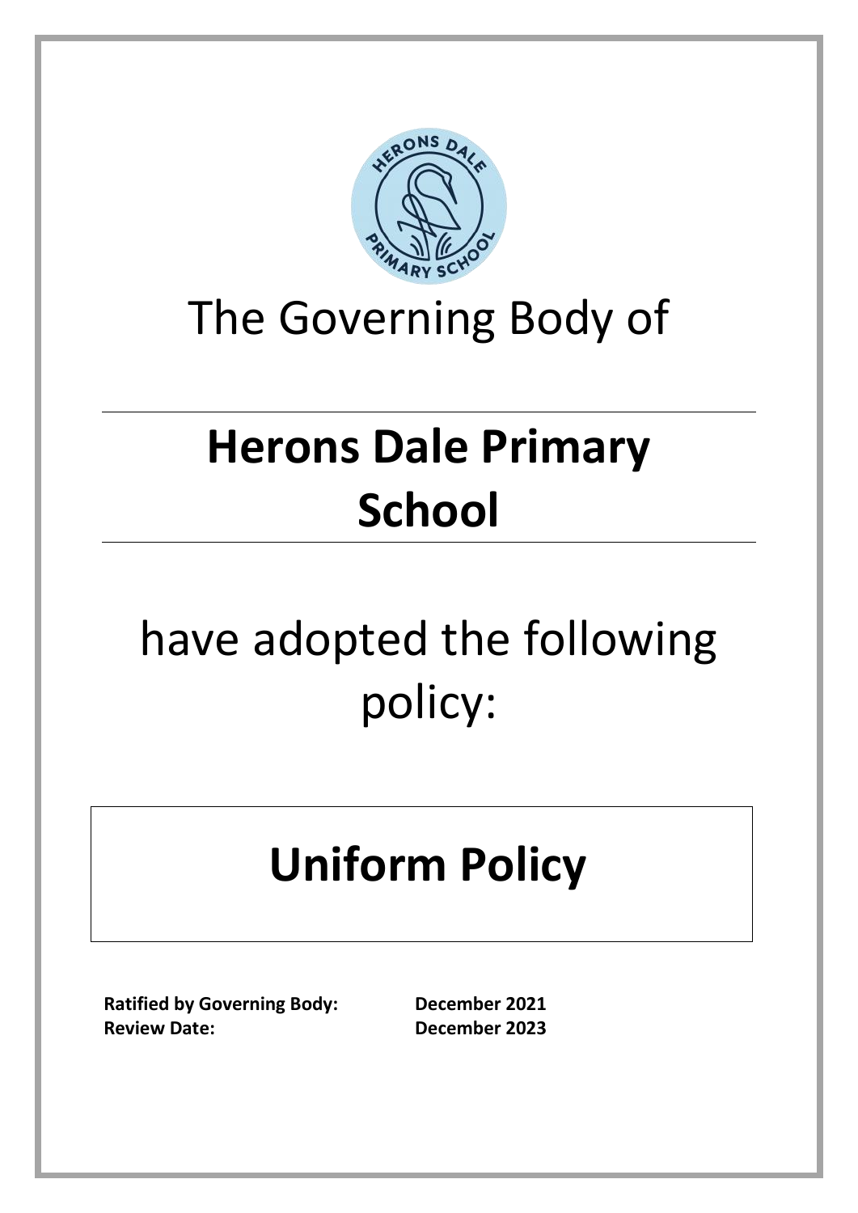The Governing Body of

# Herons Dale Primary School

have adopted the following policy:

# Uniform Policy

**Ratified by Governing Body:** **December 2021**
**Review Date:** **December 2023**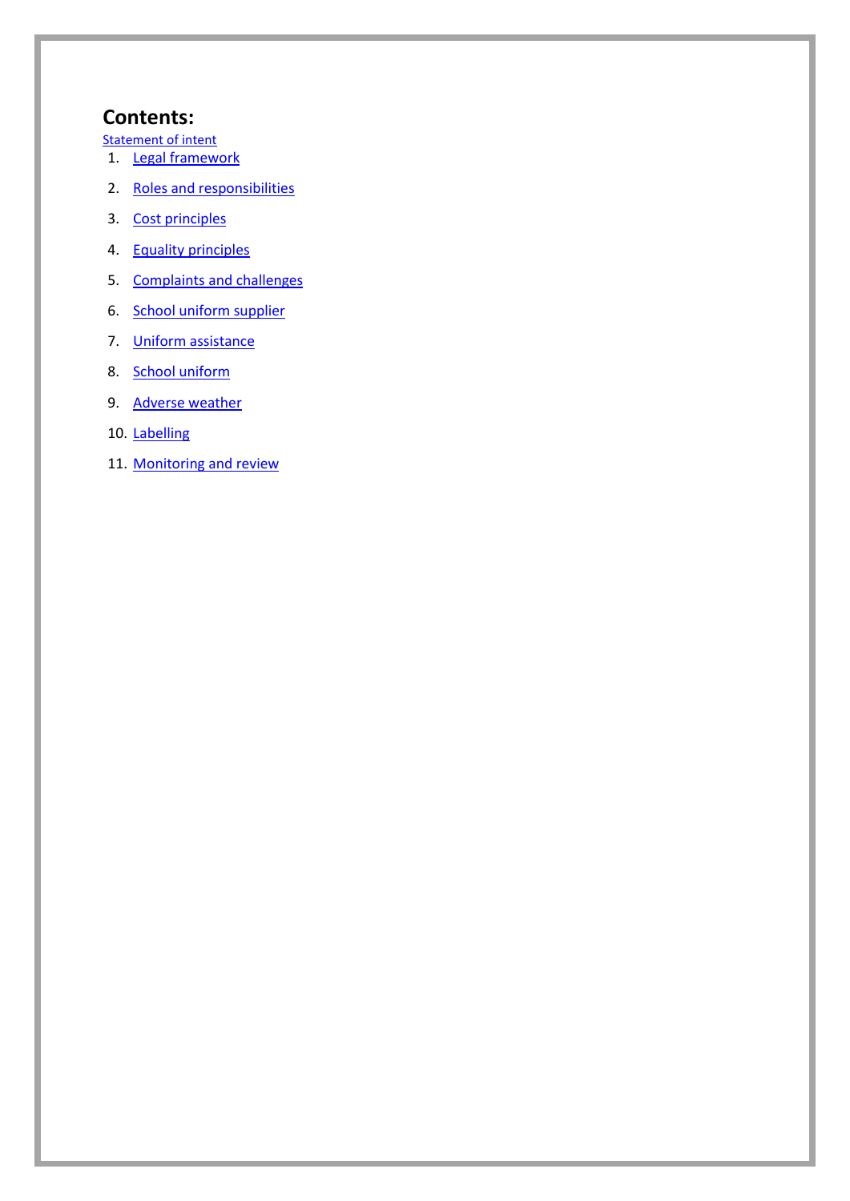# Contents:

Statement of intent

1. Legal framework
2. Roles and responsibilities
3. Cost principles
4. Equality principles
5. Complaints and challenges
6. School uniform supplier
7. Uniform assistance
8. School uniform
9. Adverse weather
10. Labelling
11. Monitoring and review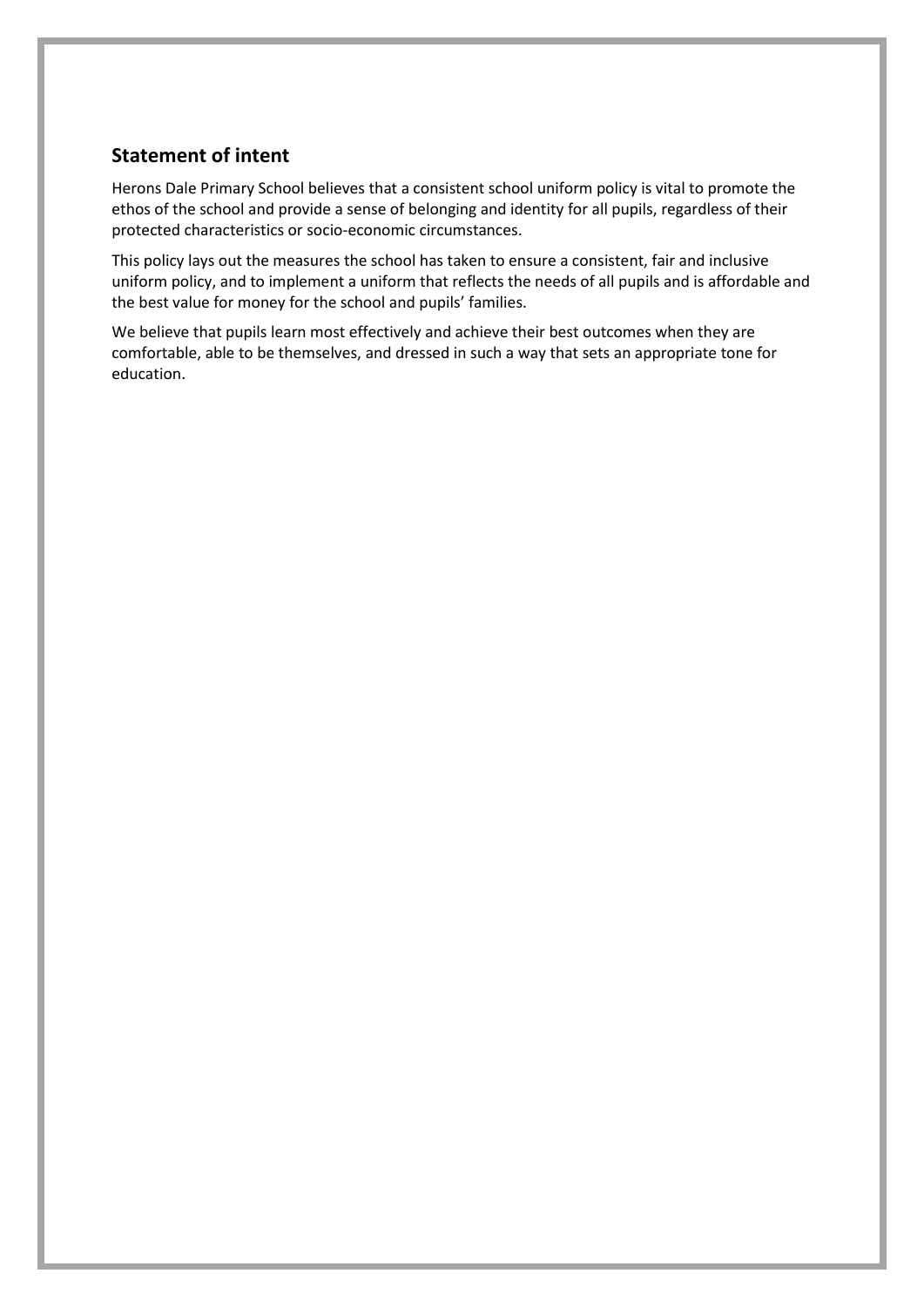## Statement of intent

Herons Dale Primary School believes that a consistent school uniform policy is vital to promote the ethos of the school and provide a sense of belonging and identity for all pupils, regardless of their protected characteristics or socio-economic circumstances.

This policy lays out the measures the school has taken to ensure a consistent, fair and inclusive uniform policy, and to implement a uniform that reflects the needs of all pupils and is affordable and the best value for money for the school and pupils' families.

We believe that pupils learn most effectively and achieve their best outcomes when they are comfortable, able to be themselves, and dressed in such a way that sets an appropriate tone for education.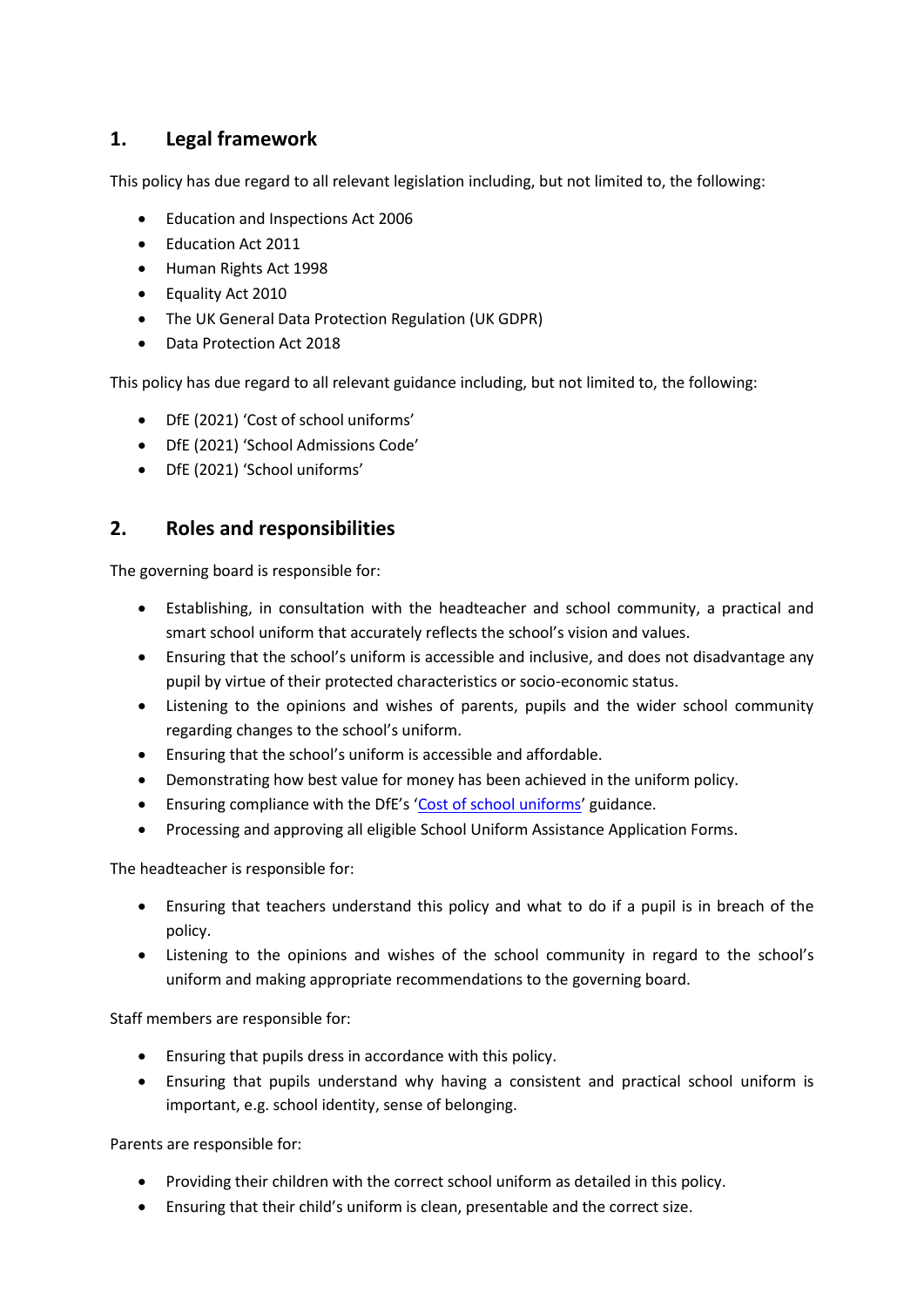## 1. Legal framework

This policy has due regard to all relevant legislation including, but not limited to, the following:

- Education and Inspections Act 2006
- Education Act 2011
- Human Rights Act 1998
- Equality Act 2010
- The UK General Data Protection Regulation (UK GDPR)
- Data Protection Act 2018

This policy has due regard to all relevant guidance including, but not limited to, the following:

- DfE (2021) 'Cost of school uniforms'
- DfE (2021) 'School Admissions Code'
- DfE (2021) 'School uniforms'

## 2. Roles and responsibilities

The governing board is responsible for:

- Establishing, in consultation with the headteacher and school community, a practical and smart school uniform that accurately reflects the school's vision and values.
- Ensuring that the school's uniform is accessible and inclusive, and does not disadvantage any pupil by virtue of their protected characteristics or socio-economic status.
- Listening to the opinions and wishes of parents, pupils and the wider school community regarding changes to the school's uniform.
- Ensuring that the school's uniform is accessible and affordable.
- Demonstrating how best value for money has been achieved in the uniform policy.
- Ensuring compliance with the DfE's 'Cost of school uniforms' guidance.
- Processing and approving all eligible School Uniform Assistance Application Forms.

The headteacher is responsible for:

- Ensuring that teachers understand this policy and what to do if a pupil is in breach of the policy.
- Listening to the opinions and wishes of the school community in regard to the school's uniform and making appropriate recommendations to the governing board.

Staff members are responsible for:

- Ensuring that pupils dress in accordance with this policy.
- Ensuring that pupils understand why having a consistent and practical school uniform is important, e.g. school identity, sense of belonging.

Parents are responsible for:

- Providing their children with the correct school uniform as detailed in this policy.
- Ensuring that their child's uniform is clean, presentable and the correct size.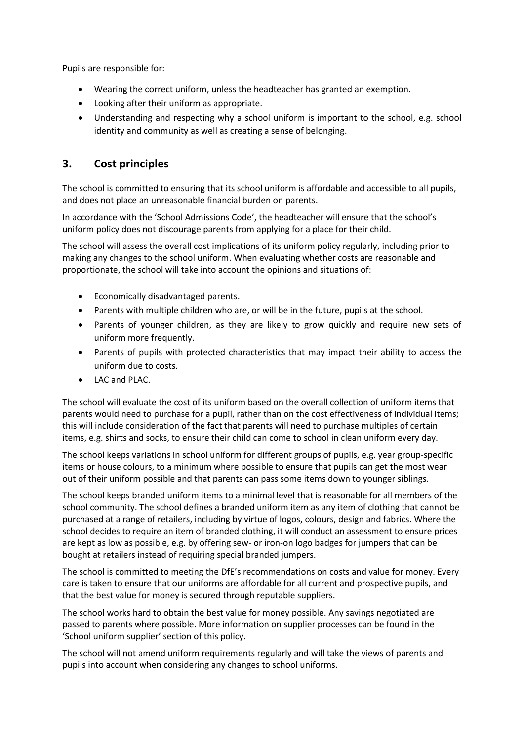Pupils are responsible for:

- Wearing the correct uniform, unless the headteacher has granted an exemption.
- Looking after their uniform as appropriate.
- Understanding and respecting why a school uniform is important to the school, e.g. school identity and community as well as creating a sense of belonging.

## 3. Cost principles

The school is committed to ensuring that its school uniform is affordable and accessible to all pupils, and does not place an unreasonable financial burden on parents.

In accordance with the 'School Admissions Code', the headteacher will ensure that the school's uniform policy does not discourage parents from applying for a place for their child.

The school will assess the overall cost implications of its uniform policy regularly, including prior to making any changes to the school uniform. When evaluating whether costs are reasonable and proportionate, the school will take into account the opinions and situations of:

- Economically disadvantaged parents.
- Parents with multiple children who are, or will be in the future, pupils at the school.
- Parents of younger children, as they are likely to grow quickly and require new sets of uniform more frequently.
- Parents of pupils with protected characteristics that may impact their ability to access the uniform due to costs.
- LAC and PLAC.

The school will evaluate the cost of its uniform based on the overall collection of uniform items that parents would need to purchase for a pupil, rather than on the cost effectiveness of individual items; this will include consideration of the fact that parents will need to purchase multiples of certain items, e.g. shirts and socks, to ensure their child can come to school in clean uniform every day.

The school keeps variations in school uniform for different groups of pupils, e.g. year group-specific items or house colours, to a minimum where possible to ensure that pupils can get the most wear out of their uniform possible and that parents can pass some items down to younger siblings.

The school keeps branded uniform items to a minimal level that is reasonable for all members of the school community. The school defines a branded uniform item as any item of clothing that cannot be purchased at a range of retailers, including by virtue of logos, colours, design and fabrics. Where the school decides to require an item of branded clothing, it will conduct an assessment to ensure prices are kept as low as possible, e.g. by offering sew- or iron-on logo badges for jumpers that can be bought at retailers instead of requiring special branded jumpers.

The school is committed to meeting the DfE's recommendations on costs and value for money. Every care is taken to ensure that our uniforms are affordable for all current and prospective pupils, and that the best value for money is secured through reputable suppliers.

The school works hard to obtain the best value for money possible. Any savings negotiated are passed to parents where possible. More information on supplier processes can be found in the 'School uniform supplier' section of this policy.

The school will not amend uniform requirements regularly and will take the views of parents and pupils into account when considering any changes to school uniforms.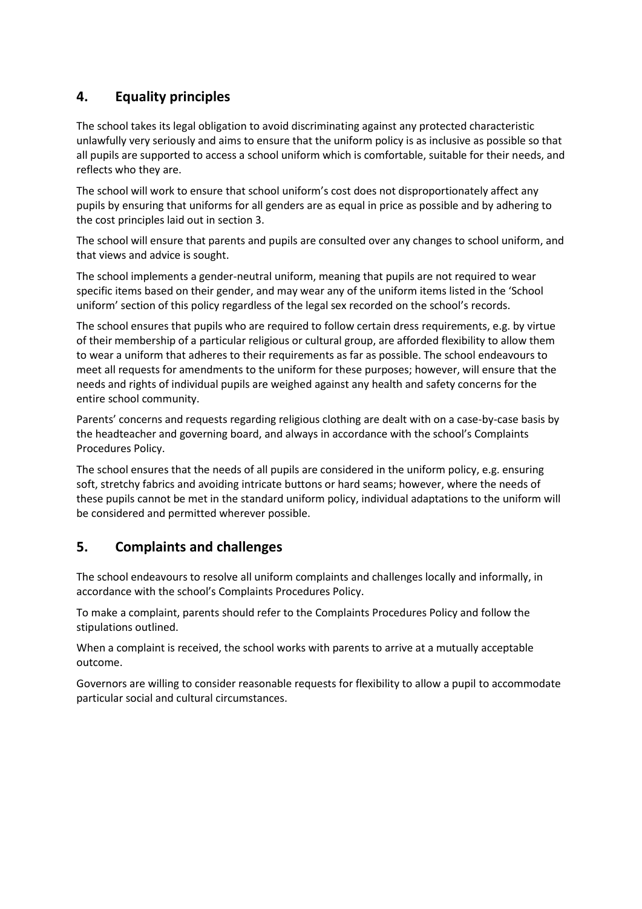## 4. Equality principles

The school takes its legal obligation to avoid discriminating against any protected characteristic unlawfully very seriously and aims to ensure that the uniform policy is as inclusive as possible so that all pupils are supported to access a school uniform which is comfortable, suitable for their needs, and reflects who they are.

The school will work to ensure that school uniform's cost does not disproportionately affect any pupils by ensuring that uniforms for all genders are as equal in price as possible and by adhering to the cost principles laid out in section 3.

The school will ensure that parents and pupils are consulted over any changes to school uniform, and that views and advice is sought.

The school implements a gender-neutral uniform, meaning that pupils are not required to wear specific items based on their gender, and may wear any of the uniform items listed in the 'School uniform' section of this policy regardless of the legal sex recorded on the school's records.

The school ensures that pupils who are required to follow certain dress requirements, e.g. by virtue of their membership of a particular religious or cultural group, are afforded flexibility to allow them to wear a uniform that adheres to their requirements as far as possible. The school endeavours to meet all requests for amendments to the uniform for these purposes; however, will ensure that the needs and rights of individual pupils are weighed against any health and safety concerns for the entire school community.

Parents' concerns and requests regarding religious clothing are dealt with on a case-by-case basis by the headteacher and governing board, and always in accordance with the school's Complaints Procedures Policy.

The school ensures that the needs of all pupils are considered in the uniform policy, e.g. ensuring soft, stretchy fabrics and avoiding intricate buttons or hard seams; however, where the needs of these pupils cannot be met in the standard uniform policy, individual adaptations to the uniform will be considered and permitted wherever possible.

## 5. Complaints and challenges

The school endeavours to resolve all uniform complaints and challenges locally and informally, in accordance with the school's Complaints Procedures Policy.

To make a complaint, parents should refer to the Complaints Procedures Policy and follow the stipulations outlined.

When a complaint is received, the school works with parents to arrive at a mutually acceptable outcome.

Governors are willing to consider reasonable requests for flexibility to allow a pupil to accommodate particular social and cultural circumstances.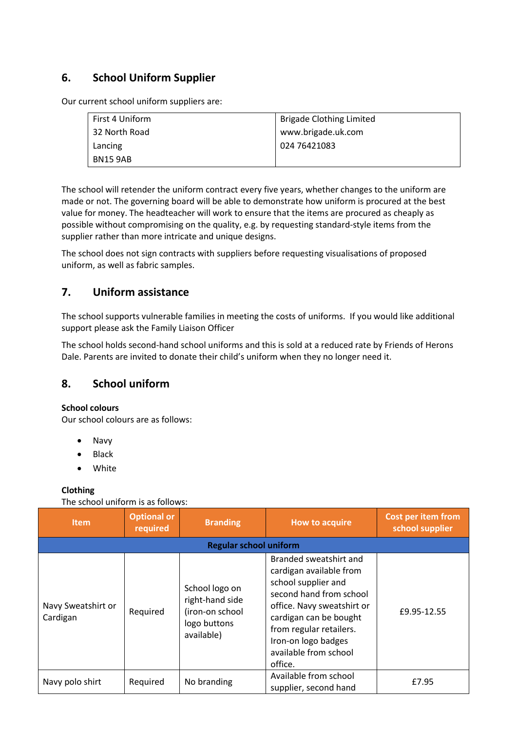## 6. School Uniform Supplier

Our current school uniform suppliers are:

| First 4 Uniform<br>32 North Road<br>Lancing<br>BN15 9AB | Brigade Clothing Limited<br>www.brigade.uk.com<br>024 76421083 |
|---|---|

The school will retender the uniform contract every five years, whether changes to the uniform are made or not. The governing board will be able to demonstrate how uniform is procured at the best value for money. The headteacher will work to ensure that the items are procured as cheaply as possible without compromising on the quality, e.g. by requesting standard-style items from the supplier rather than more intricate and unique designs.

The school does not sign contracts with suppliers before requesting visualisations of proposed uniform, as well as fabric samples.

## 7. Uniform assistance

The school supports vulnerable families in meeting the costs of uniforms. If you would like additional support please ask the Family Liaison Officer

The school holds second-hand school uniforms and this is sold at a reduced rate by Friends of Herons Dale. Parents are invited to donate their child's uniform when they no longer need it.

## 8. School uniform

**School colours**
Our school colours are as follows:

- Navy
- Black
- White

**Clothing**
The school uniform is as follows:

| Item | Optional or required | Branding | How to acquire | Cost per item from school supplier |
|---|---|---|---|---|
| **Regular school uniform** | | | | |
| Navy Sweatshirt or Cardigan | Required | School logo on right-hand side (iron-on school logo buttons available) | Branded sweatshirt and cardigan available from school supplier and second hand from school office. Navy sweatshirt or cardigan can be bought from regular retailers. Iron-on logo badges available from school office. | £9.95-12.55 |
| Navy polo shirt | Required | No branding | Available from school supplier, second hand | £7.95 |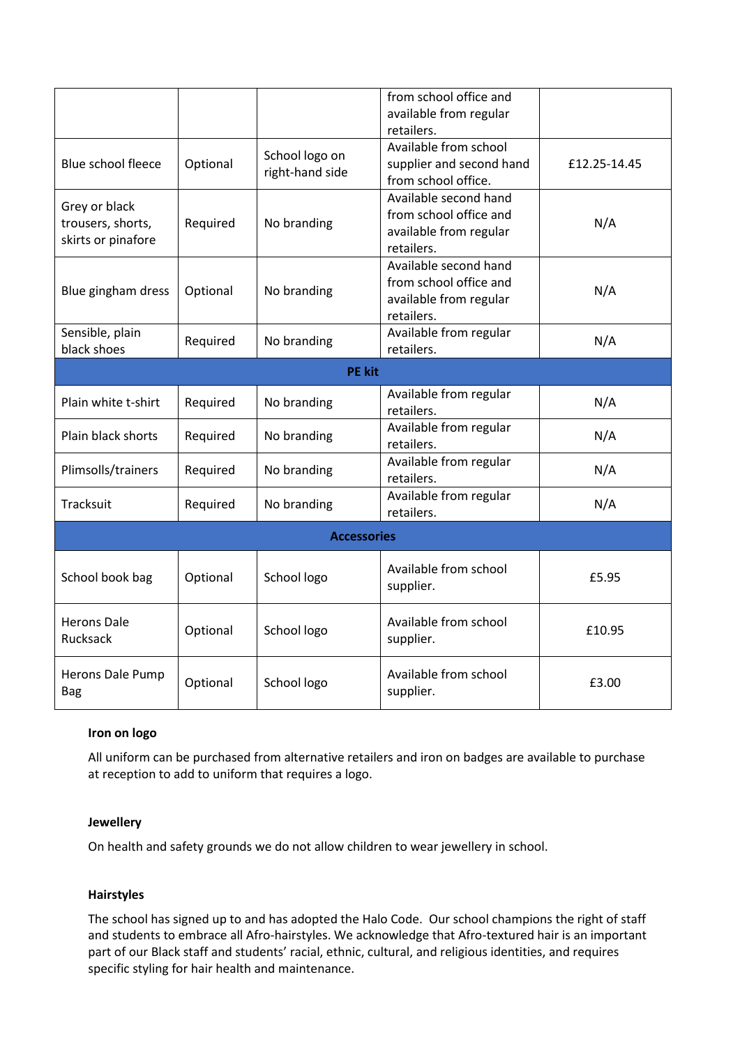| | | | from school office and available from regular retailers. | |
|---|---|---|---|---|
| Blue school fleece | Optional | School logo on right-hand side | Available from school supplier and second hand from school office. | £12.25-14.45 |
| Grey or black trousers, shorts, skirts or pinafore | Required | No branding | Available second hand from school office and available from regular retailers. | N/A |
| Blue gingham dress | Optional | No branding | Available second hand from school office and available from regular retailers. | N/A |
| Sensible, plain black shoes | Required | No branding | Available from regular retailers. | N/A |
| **PE kit** | | | | |
| Plain white t-shirt | Required | No branding | Available from regular retailers. | N/A |
| Plain black shorts | Required | No branding | Available from regular retailers. | N/A |
| Plimsolls/trainers | Required | No branding | Available from regular retailers. | N/A |
| Tracksuit | Required | No branding | Available from regular retailers. | N/A |
| **Accessories** | | | | |
| School book bag | Optional | School logo | Available from school supplier. | £5.95 |
| Herons Dale Rucksack | Optional | School logo | Available from school supplier. | £10.95 |
| Herons Dale Pump Bag | Optional | School logo | Available from school supplier. | £3.00 |

**Iron on logo**

All uniform can be purchased from alternative retailers and iron on badges are available to purchase at reception to add to uniform that requires a logo.

**Jewellery**

On health and safety grounds we do not allow children to wear jewellery in school.

**Hairstyles**

The school has signed up to and has adopted the Halo Code. Our school champions the right of staff and students to embrace all Afro-hairstyles. We acknowledge that Afro-textured hair is an important part of our Black staff and students' racial, ethnic, cultural, and religious identities, and requires specific styling for hair health and maintenance.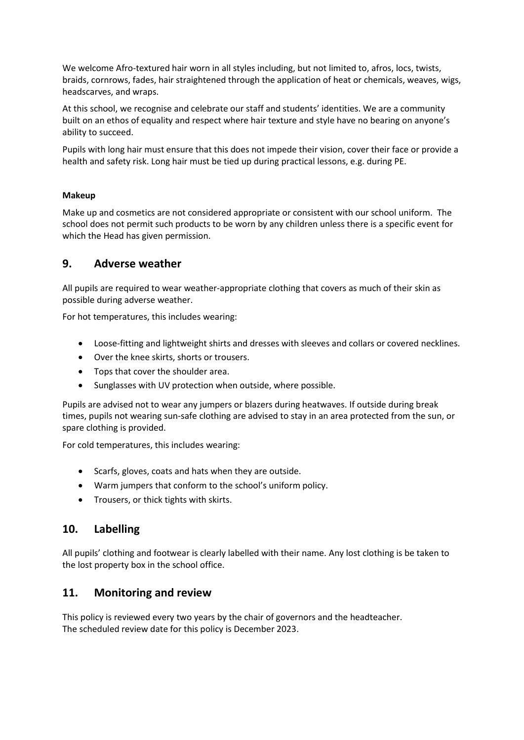We welcome Afro-textured hair worn in all styles including, but not limited to, afros, locs, twists, braids, cornrows, fades, hair straightened through the application of heat or chemicals, weaves, wigs, headscarves, and wraps.

At this school, we recognise and celebrate our staff and students' identities. We are a community built on an ethos of equality and respect where hair texture and style have no bearing on anyone's ability to succeed.

Pupils with long hair must ensure that this does not impede their vision, cover their face or provide a health and safety risk. Long hair must be tied up during practical lessons, e.g. during PE.

**Makeup**

Make up and cosmetics are not considered appropriate or consistent with our school uniform. The school does not permit such products to be worn by any children unless there is a specific event for which the Head has given permission.

## 9. Adverse weather

All pupils are required to wear weather-appropriate clothing that covers as much of their skin as possible during adverse weather.

For hot temperatures, this includes wearing:

- Loose-fitting and lightweight shirts and dresses with sleeves and collars or covered necklines.
- Over the knee skirts, shorts or trousers.
- Tops that cover the shoulder area.
- Sunglasses with UV protection when outside, where possible.

Pupils are advised not to wear any jumpers or blazers during heatwaves. If outside during break times, pupils not wearing sun-safe clothing are advised to stay in an area protected from the sun, or spare clothing is provided.

For cold temperatures, this includes wearing:

- Scarfs, gloves, coats and hats when they are outside.
- Warm jumpers that conform to the school's uniform policy.
- Trousers, or thick tights with skirts.

## 10. Labelling

All pupils' clothing and footwear is clearly labelled with their name. Any lost clothing is be taken to the lost property box in the school office.

## 11. Monitoring and review

This policy is reviewed every two years by the chair of governors and the headteacher.
The scheduled review date for this policy is December 2023.